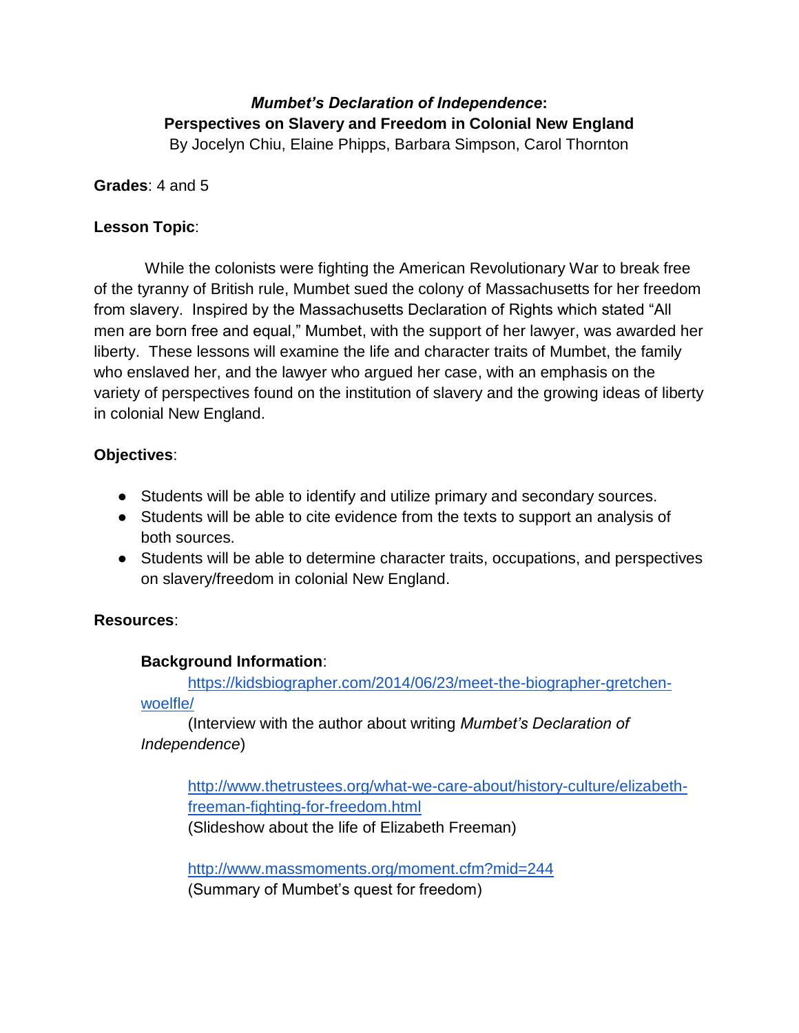# *Mumbet's Declaration of Independence*:
## Perspectives on Slavery and Freedom in Colonial New England

By Jocelyn Chiu, Elaine Phipps, Barbara Simpson, Carol Thornton

**Grades**: 4 and 5

**Lesson Topic**:

While the colonists were fighting the American Revolutionary War to break free of the tyranny of British rule, Mumbet sued the colony of Massachusetts for her freedom from slavery. Inspired by the Massachusetts Declaration of Rights which stated "All men are born free and equal," Mumbet, with the support of her lawyer, was awarded her liberty. These lessons will examine the life and character traits of Mumbet, the family who enslaved her, and the lawyer who argued her case, with an emphasis on the variety of perspectives found on the institution of slavery and the growing ideas of liberty in colonial New England.

**Objectives**:

- Students will be able to identify and utilize primary and secondary sources.
- Students will be able to cite evidence from the texts to support an analysis of both sources.
- Students will be able to determine character traits, occupations, and perspectives on slavery/freedom in colonial New England.

**Resources**:

**Background Information**:

https://kidsbiographer.com/2014/06/23/meet-the-biographer-gretchen-woelfle/
(Interview with the author about writing *Mumbet's Declaration of Independence*)

http://www.thetrustees.org/what-we-care-about/history-culture/elizabeth-freeman-fighting-for-freedom.html
(Slideshow about the life of Elizabeth Freeman)

http://www.massmoments.org/moment.cfm?mid=244
(Summary of Mumbet's quest for freedom)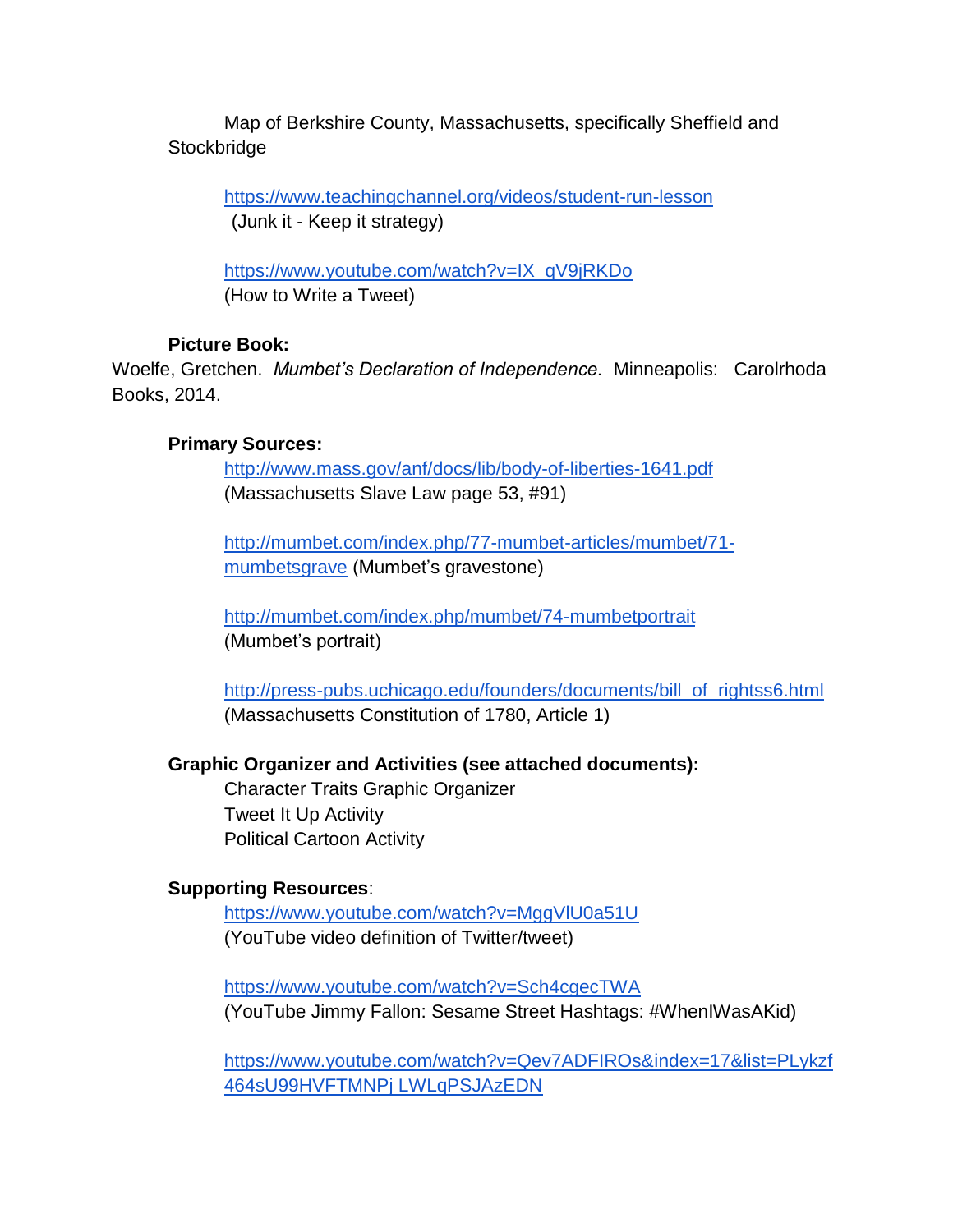Map of Berkshire County, Massachusetts, specifically Sheffield and Stockbridge

[https://www.teachingchannel.org/videos/student-run-lesson](https://www.teachingchannel.org/videos/student-run-lesson)
(Junk it - Keep it strategy)

[https://www.youtube.com/watch?v=IX_qV9jRKDo](https://www.youtube.com/watch?v=IX_qV9jRKDo)
(How to Write a Tweet)

**Picture Book:**

Woelfe, Gretchen. *Mumbet's Declaration of Independence.* Minneapolis: Carolrhoda Books, 2014.

**Primary Sources:**

[http://www.mass.gov/anf/docs/lib/body-of-liberties-1641.pdf](http://www.mass.gov/anf/docs/lib/body-of-liberties-1641.pdf)
(Massachusetts Slave Law page 53, #91)

[http://mumbet.com/index.php/77-mumbet-articles/mumbet/71-mumbetsgrave](http://mumbet.com/index.php/77-mumbet-articles/mumbet/71-mumbetsgrave) (Mumbet's gravestone)

[http://mumbet.com/index.php/mumbet/74-mumbetportrait](http://mumbet.com/index.php/mumbet/74-mumbetportrait)
(Mumbet's portrait)

[http://press-pubs.uchicago.edu/founders/documents/bill_of_rightss6.html](http://press-pubs.uchicago.edu/founders/documents/bill_of_rightss6.html)
(Massachusetts Constitution of 1780, Article 1)

**Graphic Organizer and Activities (see attached documents):**

Character Traits Graphic Organizer
Tweet It Up Activity
Political Cartoon Activity

**Supporting Resources**:

[https://www.youtube.com/watch?v=MggVlU0a51U](https://www.youtube.com/watch?v=MggVlU0a51U)
(YouTube video definition of Twitter/tweet)

[https://www.youtube.com/watch?v=Sch4cgecTWA](https://www.youtube.com/watch?v=Sch4cgecTWA)
(YouTube Jimmy Fallon: Sesame Street Hashtags: #WhenIWasAKid)

[https://www.youtube.com/watch?v=Qev7ADFIROs&index=17&list=PLykzf464sU99HVFTMNPj_LWLqPSJAzEDN](https://www.youtube.com/watch?v=Qev7ADFIROs&index=17&list=PLykzf464sU99HVFTMNPj_LWLqPSJAzEDN)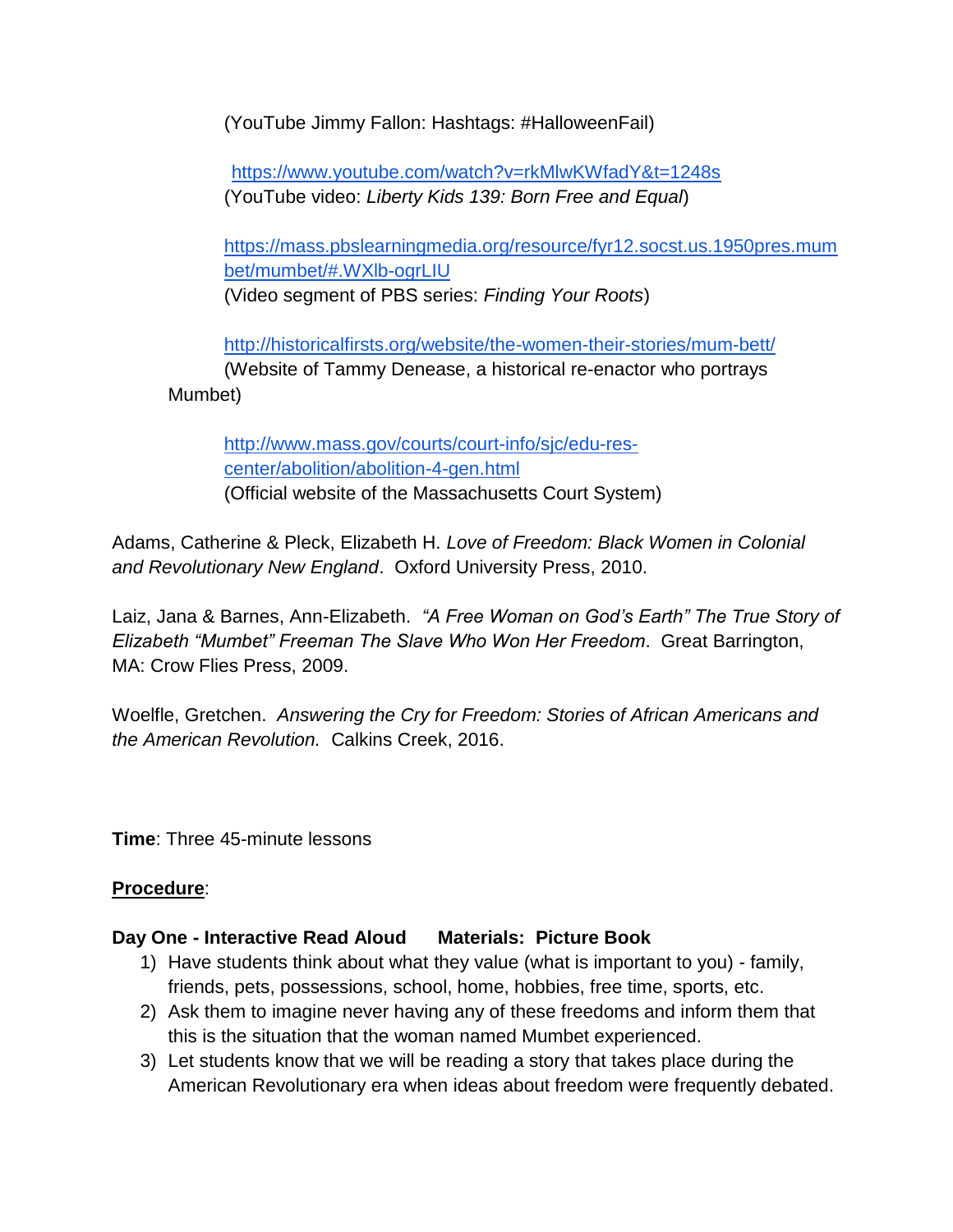(YouTube Jimmy Fallon: Hashtags: #HalloweenFail)

https://www.youtube.com/watch?v=rkMlwKWfadY&t=1248s
(YouTube video: *Liberty Kids 139: Born Free and Equal*)

https://mass.pbslearningmedia.org/resource/fyr12.socst.us.1950pres.mumbet/mumbet/#.WXlb-ogrLIU
(Video segment of PBS series: *Finding Your Roots*)

http://historicalfirsts.org/website/the-women-their-stories/mum-bett/
(Website of Tammy Denease, a historical re-enactor who portrays Mumbet)

http://www.mass.gov/courts/court-info/sjc/edu-res-center/abolition/abolition-4-gen.html
(Official website of the Massachusetts Court System)

Adams, Catherine & Pleck, Elizabeth H. *Love of Freedom: Black Women in Colonial and Revolutionary New England*. Oxford University Press, 2010.

Laiz, Jana & Barnes, Ann-Elizabeth. *"A Free Woman on God's Earth" The True Story of Elizabeth "Mumbet" Freeman The Slave Who Won Her Freedom*. Great Barrington, MA: Crow Flies Press, 2009.

Woelfle, Gretchen. *Answering the Cry for Freedom: Stories of African Americans and the American Revolution.* Calkins Creek, 2016.

**Time**: Three 45-minute lessons

**Procedure**:

**Day One - Interactive Read Aloud      Materials: Picture Book**

1) Have students think about what they value (what is important to you) - family, friends, pets, possessions, school, home, hobbies, free time, sports, etc.
2) Ask them to imagine never having any of these freedoms and inform them that this is the situation that the woman named Mumbet experienced.
3) Let students know that we will be reading a story that takes place during the American Revolutionary era when ideas about freedom were frequently debated.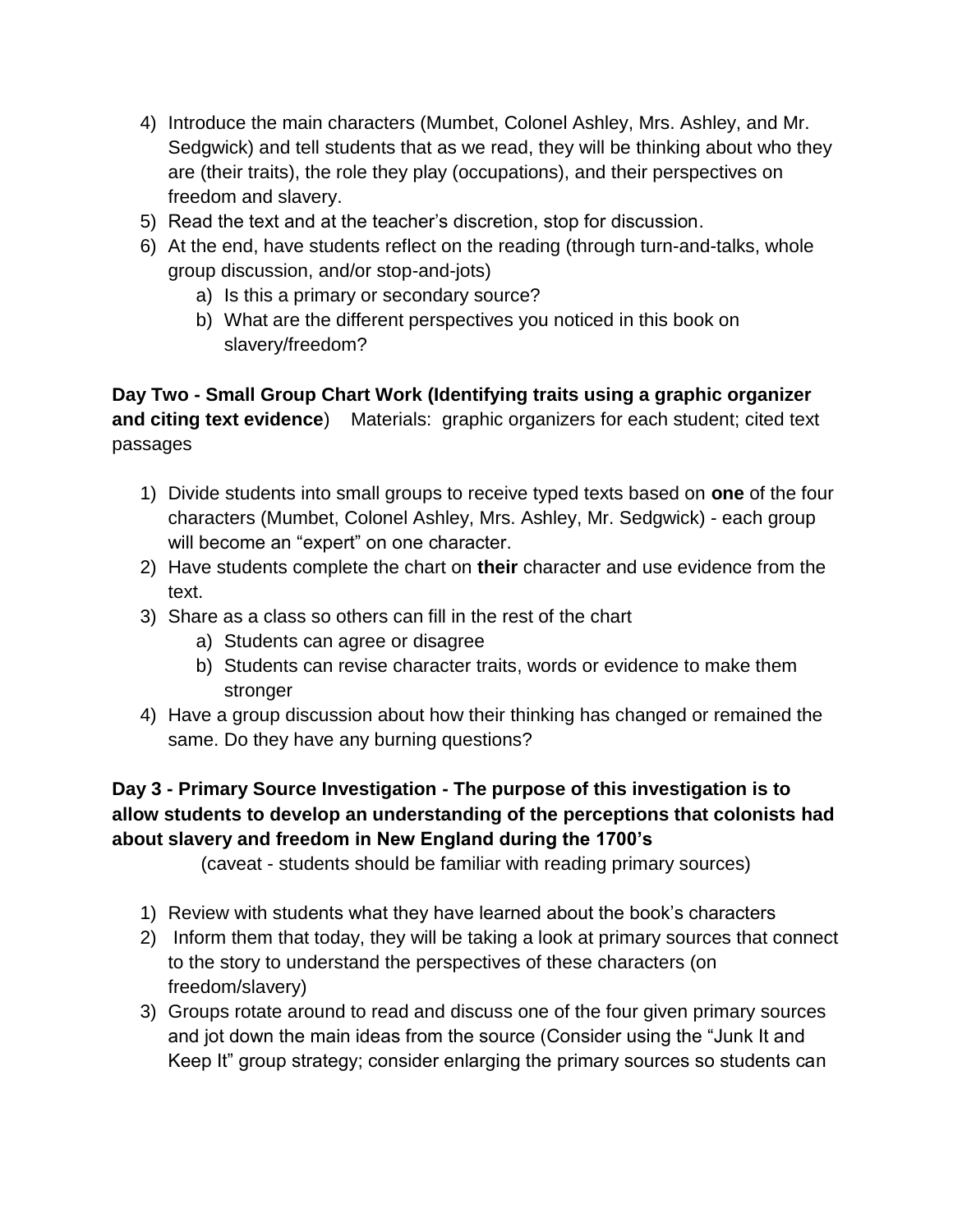4) Introduce the main characters (Mumbet, Colonel Ashley, Mrs. Ashley, and Mr. Sedgwick) and tell students that as we read, they will be thinking about who they are (their traits), the role they play (occupations), and their perspectives on freedom and slavery.
5) Read the text and at the teacher's discretion, stop for discussion.
6) At the end, have students reflect on the reading (through turn-and-talks, whole group discussion, and/or stop-and-jots)
   a) Is this a primary or secondary source?
   b) What are the different perspectives you noticed in this book on slavery/freedom?

**Day Two - Small Group Chart Work (Identifying traits using a graphic organizer and citing text evidence**) Materials: graphic organizers for each student; cited text passages

1) Divide students into small groups to receive typed texts based on **one** of the four characters (Mumbet, Colonel Ashley, Mrs. Ashley, Mr. Sedgwick) - each group will become an "expert" on one character.
2) Have students complete the chart on **their** character and use evidence from the text.
3) Share as a class so others can fill in the rest of the chart
   a) Students can agree or disagree
   b) Students can revise character traits, words or evidence to make them stronger
4) Have a group discussion about how their thinking has changed or remained the same. Do they have any burning questions?

**Day 3 - Primary Source Investigation - The purpose of this investigation is to allow students to develop an understanding of the perceptions that colonists had about slavery and freedom in New England during the 1700's**

(caveat - students should be familiar with reading primary sources)

1) Review with students what they have learned about the book's characters
2) Inform them that today, they will be taking a look at primary sources that connect to the story to understand the perspectives of these characters (on freedom/slavery)
3) Groups rotate around to read and discuss one of the four given primary sources and jot down the main ideas from the source (Consider using the "Junk It and Keep It" group strategy; consider enlarging the primary sources so students can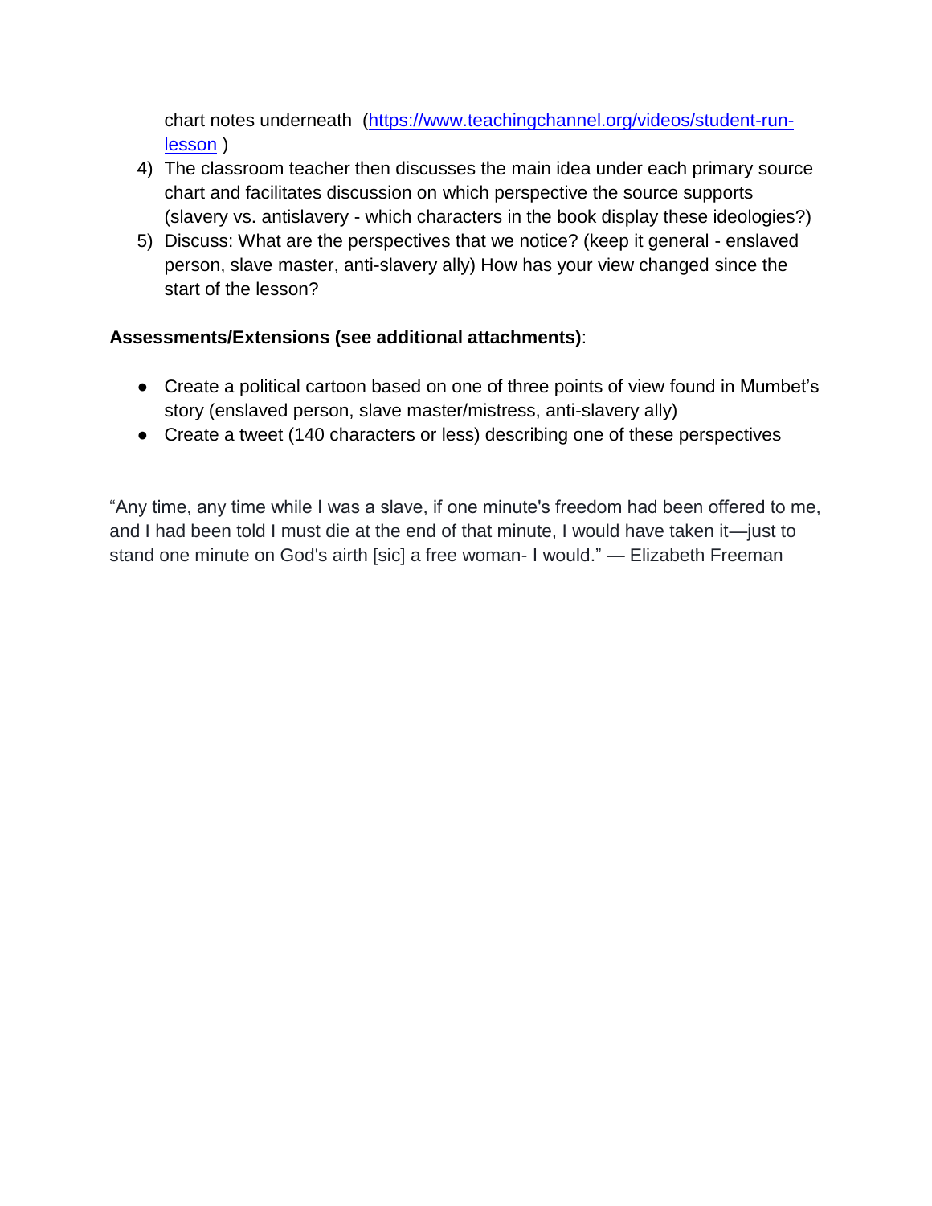chart notes underneath ([https://www.teachingchannel.org/videos/student-run-lesson](https://www.teachingchannel.org/videos/student-run-lesson) )

4) The classroom teacher then discusses the main idea under each primary source chart and facilitates discussion on which perspective the source supports (slavery vs. antislavery - which characters in the book display these ideologies?)
5) Discuss: What are the perspectives that we notice? (keep it general - enslaved person, slave master, anti-slavery ally) How has your view changed since the start of the lesson?

**Assessments/Extensions (see additional attachments)**:

- Create a political cartoon based on one of three points of view found in Mumbet's story (enslaved person, slave master/mistress, anti-slavery ally)
- Create a tweet (140 characters or less) describing one of these perspectives

"Any time, any time while I was a slave, if one minute's freedom had been offered to me, and I had been told I must die at the end of that minute, I would have taken it—just to stand one minute on God's airth [sic] a free woman- I would." — Elizabeth Freeman